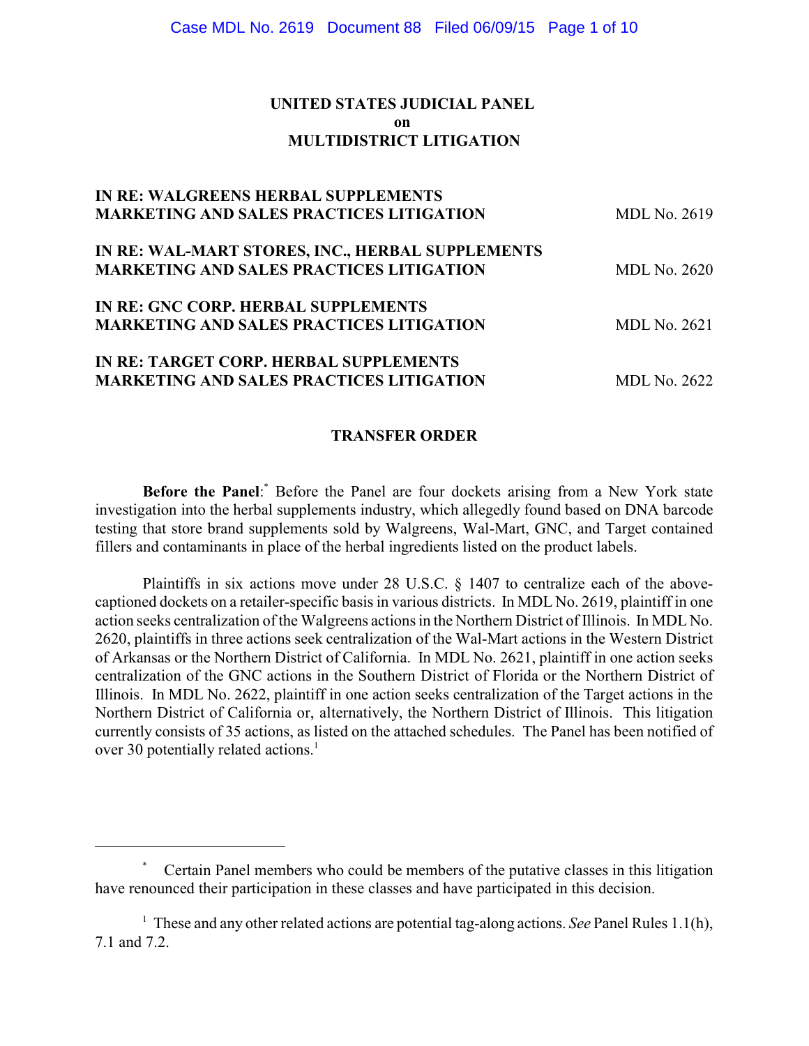**UNITED STATES JUDICIAL PANEL**
**on**
**MULTIDISTRICT LITIGATION**

| | |
|---|---|
| **IN RE: WALGREENS HERBAL SUPPLEMENTS MARKETING AND SALES PRACTICES LITIGATION** | MDL No. 2619 |
| **IN RE: WAL-MART STORES, INC., HERBAL SUPPLEMENTS MARKETING AND SALES PRACTICES LITIGATION** | MDL No. 2620 |
| **IN RE: GNC CORP. HERBAL SUPPLEMENTS MARKETING AND SALES PRACTICES LITIGATION** | MDL No. 2621 |
| **IN RE: TARGET CORP. HERBAL SUPPLEMENTS MARKETING AND SALES PRACTICES LITIGATION** | MDL No. 2622 |

## TRANSFER ORDER

**Before the Panel**:[*] Before the Panel are four dockets arising from a New York state investigation into the herbal supplements industry, which allegedly found based on DNA barcode testing that store brand supplements sold by Walgreens, Wal-Mart, GNC, and Target contained fillers and contaminants in place of the herbal ingredients listed on the product labels.

Plaintiffs in six actions move under 28 U.S.C. § 1407 to centralize each of the above-captioned dockets on a retailer-specific basis in various districts. In MDL No. 2619, plaintiff in one action seeks centralization of the Walgreens actions in the Northern District of Illinois. In MDL No. 2620, plaintiffs in three actions seek centralization of the Wal-Mart actions in the Western District of Arkansas or the Northern District of California. In MDL No. 2621, plaintiff in one action seeks centralization of the GNC actions in the Southern District of Florida or the Northern District of Illinois. In MDL No. 2622, plaintiff in one action seeks centralization of the Target actions in the Northern District of California or, alternatively, the Northern District of Illinois. This litigation currently consists of 35 actions, as listed on the attached schedules. The Panel has been notified of over 30 potentially related actions.[1]

---

[*] Certain Panel members who could be members of the putative classes in this litigation have renounced their participation in these classes and have participated in this decision.

[1] These and any other related actions are potential tag-along actions. *See* Panel Rules 1.1(h), 7.1 and 7.2.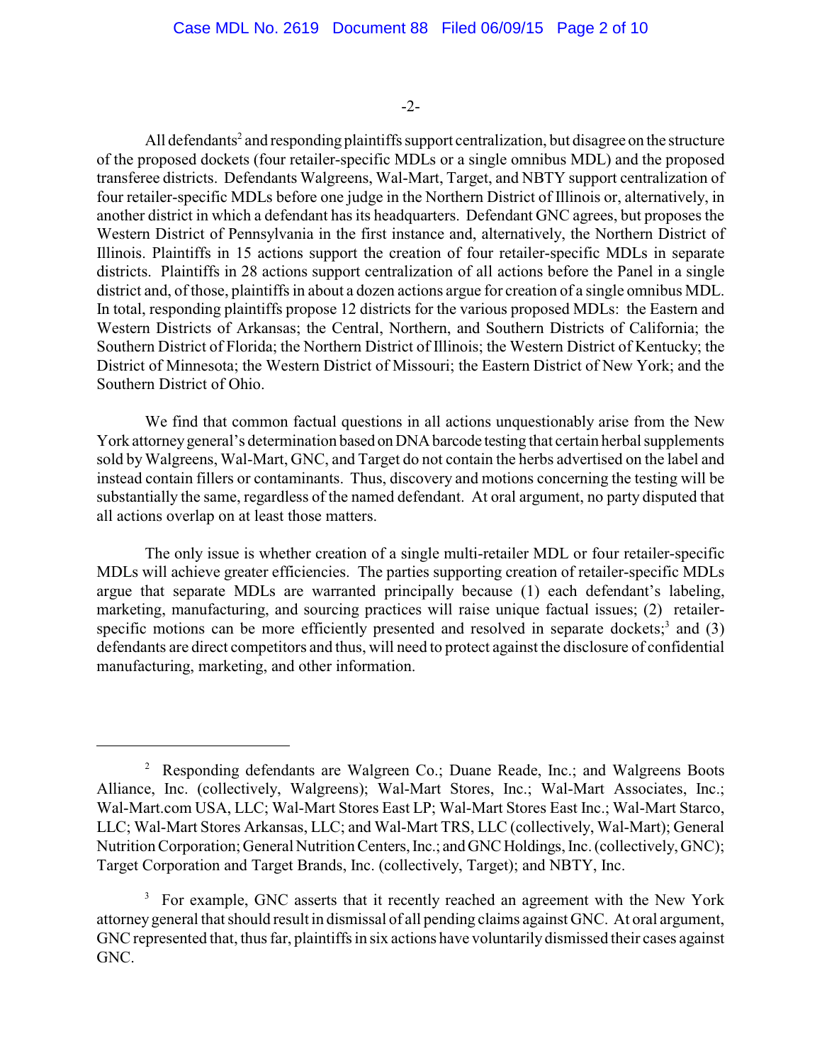All defendants[2] and responding plaintiffs support centralization, but disagree on the structure of the proposed dockets (four retailer-specific MDLs or a single omnibus MDL) and the proposed transferee districts. Defendants Walgreens, Wal-Mart, Target, and NBTY support centralization of four retailer-specific MDLs before one judge in the Northern District of Illinois or, alternatively, in another district in which a defendant has its headquarters. Defendant GNC agrees, but proposes the Western District of Pennsylvania in the first instance and, alternatively, the Northern District of Illinois. Plaintiffs in 15 actions support the creation of four retailer-specific MDLs in separate districts. Plaintiffs in 28 actions support centralization of all actions before the Panel in a single district and, of those, plaintiffs in about a dozen actions argue for creation of a single omnibus MDL. In total, responding plaintiffs propose 12 districts for the various proposed MDLs: the Eastern and Western Districts of Arkansas; the Central, Northern, and Southern Districts of California; the Southern District of Florida; the Northern District of Illinois; the Western District of Kentucky; the District of Minnesota; the Western District of Missouri; the Eastern District of New York; and the Southern District of Ohio.

We find that common factual questions in all actions unquestionably arise from the New York attorney general's determination based on DNA barcode testing that certain herbal supplements sold by Walgreens, Wal-Mart, GNC, and Target do not contain the herbs advertised on the label and instead contain fillers or contaminants. Thus, discovery and motions concerning the testing will be substantially the same, regardless of the named defendant. At oral argument, no party disputed that all actions overlap on at least those matters.

The only issue is whether creation of a single multi-retailer MDL or four retailer-specific MDLs will achieve greater efficiencies. The parties supporting creation of retailer-specific MDLs argue that separate MDLs are warranted principally because (1) each defendant's labeling, marketing, manufacturing, and sourcing practices will raise unique factual issues; (2) retailer-specific motions can be more efficiently presented and resolved in separate dockets;[3] and (3) defendants are direct competitors and thus, will need to protect against the disclosure of confidential manufacturing, marketing, and other information.

---

[2] Responding defendants are Walgreen Co.; Duane Reade, Inc.; and Walgreens Boots Alliance, Inc. (collectively, Walgreens); Wal-Mart Stores, Inc.; Wal-Mart Associates, Inc.; Wal-Mart.com USA, LLC; Wal-Mart Stores East LP; Wal-Mart Stores East Inc.; Wal-Mart Starco, LLC; Wal-Mart Stores Arkansas, LLC; and Wal-Mart TRS, LLC (collectively, Wal-Mart); General Nutrition Corporation; General Nutrition Centers, Inc.; and GNC Holdings, Inc. (collectively, GNC); Target Corporation and Target Brands, Inc. (collectively, Target); and NBTY, Inc.

[3] For example, GNC asserts that it recently reached an agreement with the New York attorney general that should result in dismissal of all pending claims against GNC. At oral argument, GNC represented that, thus far, plaintiffs in six actions have voluntarily dismissed their cases against GNC.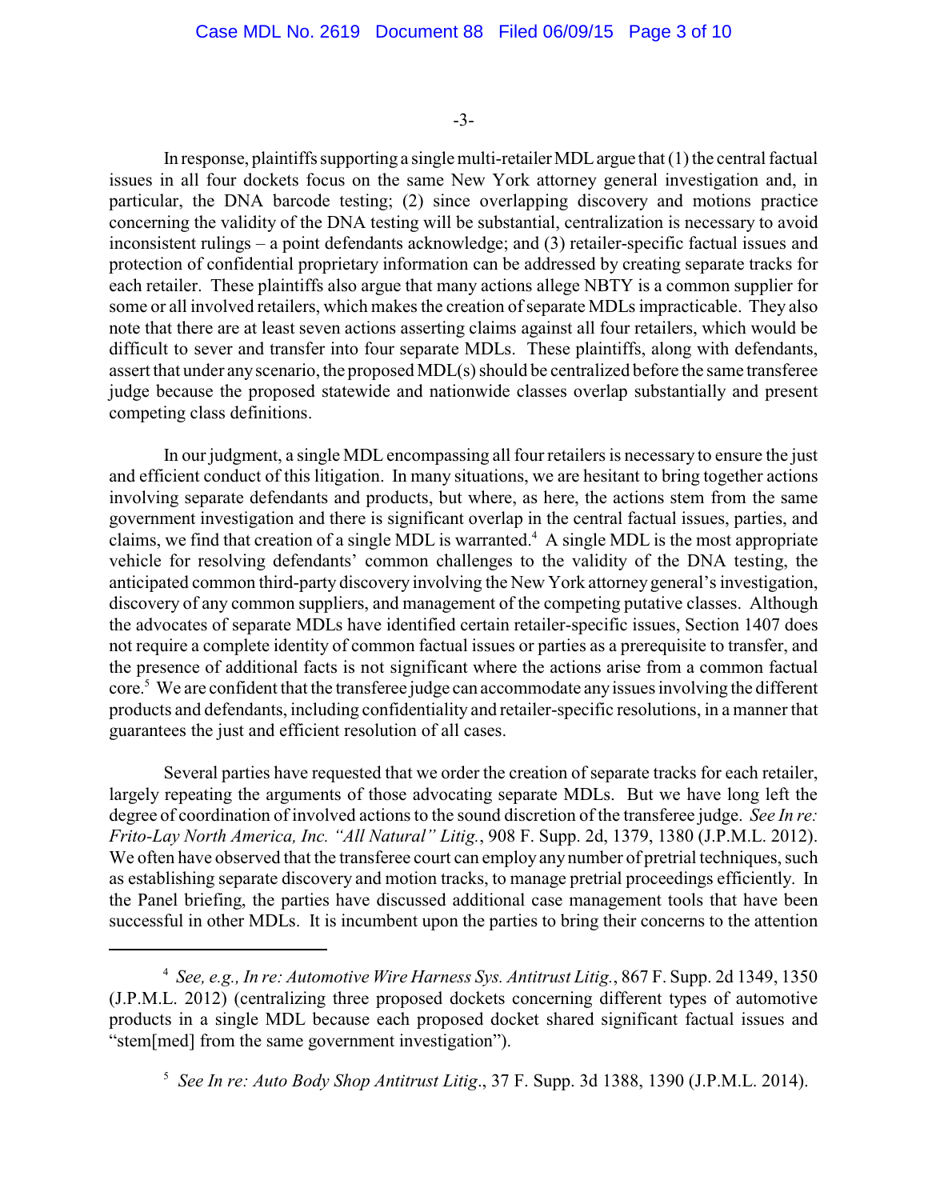In response, plaintiffs supporting a single multi-retailer MDL argue that (1) the central factual issues in all four dockets focus on the same New York attorney general investigation and, in particular, the DNA barcode testing; (2) since overlapping discovery and motions practice concerning the validity of the DNA testing will be substantial, centralization is necessary to avoid inconsistent rulings – a point defendants acknowledge; and (3) retailer-specific factual issues and protection of confidential proprietary information can be addressed by creating separate tracks for each retailer. These plaintiffs also argue that many actions allege NBTY is a common supplier for some or all involved retailers, which makes the creation of separate MDLs impracticable. They also note that there are at least seven actions asserting claims against all four retailers, which would be difficult to sever and transfer into four separate MDLs. These plaintiffs, along with defendants, assert that under any scenario, the proposed MDL(s) should be centralized before the same transferee judge because the proposed statewide and nationwide classes overlap substantially and present competing class definitions.

In our judgment, a single MDL encompassing all four retailers is necessary to ensure the just and efficient conduct of this litigation. In many situations, we are hesitant to bring together actions involving separate defendants and products, but where, as here, the actions stem from the same government investigation and there is significant overlap in the central factual issues, parties, and claims, we find that creation of a single MDL is warranted.[4] A single MDL is the most appropriate vehicle for resolving defendants' common challenges to the validity of the DNA testing, the anticipated common third-party discovery involving the New York attorney general's investigation, discovery of any common suppliers, and management of the competing putative classes. Although the advocates of separate MDLs have identified certain retailer-specific issues, Section 1407 does not require a complete identity of common factual issues or parties as a prerequisite to transfer, and the presence of additional facts is not significant where the actions arise from a common factual core.[5] We are confident that the transferee judge can accommodate any issues involving the different products and defendants, including confidentiality and retailer-specific resolutions, in a manner that guarantees the just and efficient resolution of all cases.

Several parties have requested that we order the creation of separate tracks for each retailer, largely repeating the arguments of those advocating separate MDLs. But we have long left the degree of coordination of involved actions to the sound discretion of the transferee judge. *See In re: Frito-Lay North America, Inc. "All Natural" Litig.*, 908 F. Supp. 2d, 1379, 1380 (J.P.M.L. 2012). We often have observed that the transferee court can employ any number of pretrial techniques, such as establishing separate discovery and motion tracks, to manage pretrial proceedings efficiently. In the Panel briefing, the parties have discussed additional case management tools that have been successful in other MDLs. It is incumbent upon the parties to bring their concerns to the attention

---

[4] *See, e.g., In re: Automotive Wire Harness Sys. Antitrust Litig.*, 867 F. Supp. 2d 1349, 1350 (J.P.M.L. 2012) (centralizing three proposed dockets concerning different types of automotive products in a single MDL because each proposed docket shared significant factual issues and "stem[med] from the same government investigation").

[5] *See In re: Auto Body Shop Antitrust Litig*., 37 F. Supp. 3d 1388, 1390 (J.P.M.L. 2014).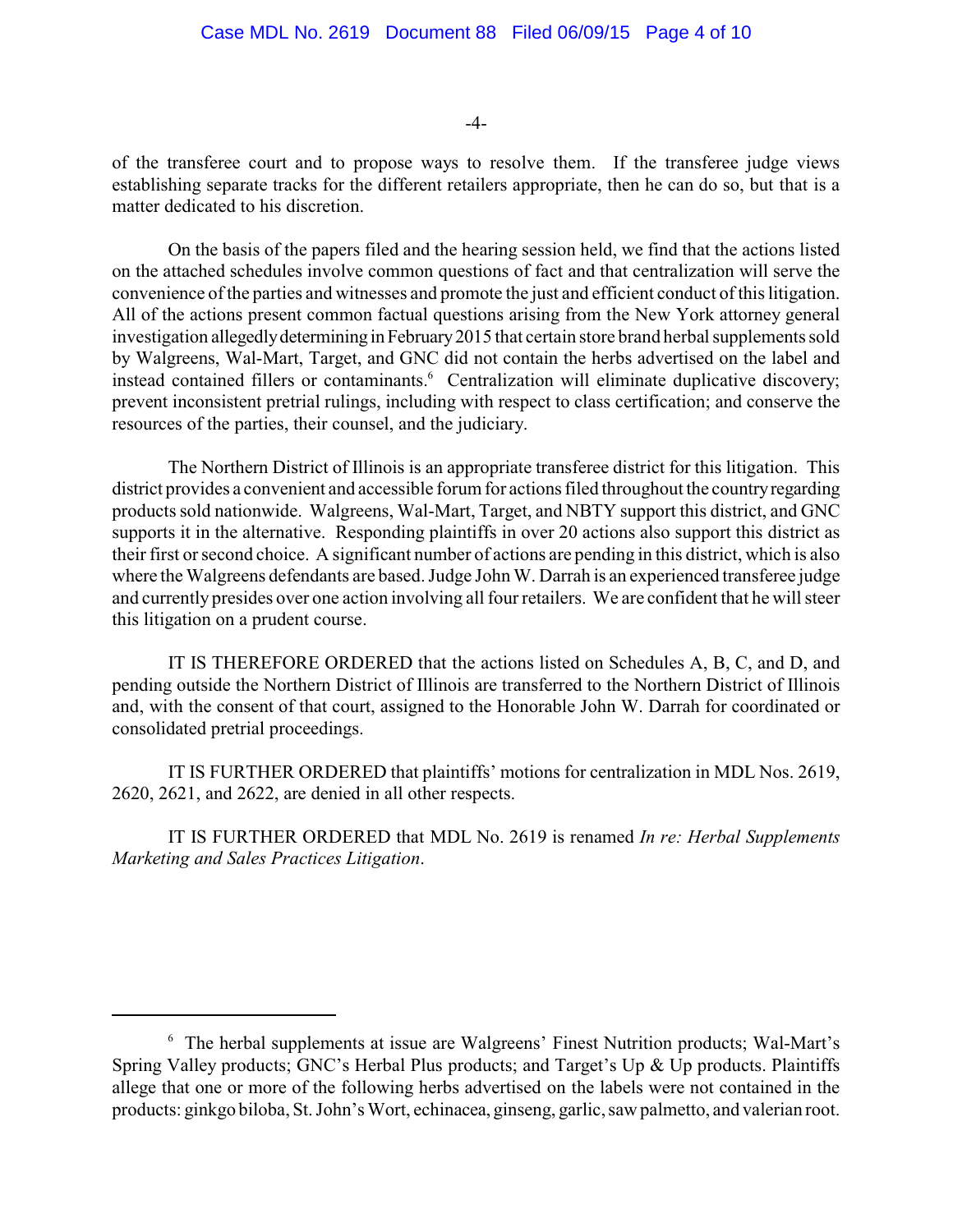of the transferee court and to propose ways to resolve them. If the transferee judge views establishing separate tracks for the different retailers appropriate, then he can do so, but that is a matter dedicated to his discretion.

On the basis of the papers filed and the hearing session held, we find that the actions listed on the attached schedules involve common questions of fact and that centralization will serve the convenience of the parties and witnesses and promote the just and efficient conduct of this litigation. All of the actions present common factual questions arising from the New York attorney general investigation allegedly determining in February 2015 that certain store brand herbal supplements sold by Walgreens, Wal-Mart, Target, and GNC did not contain the herbs advertised on the label and instead contained fillers or contaminants.[6] Centralization will eliminate duplicative discovery; prevent inconsistent pretrial rulings, including with respect to class certification; and conserve the resources of the parties, their counsel, and the judiciary.

The Northern District of Illinois is an appropriate transferee district for this litigation. This district provides a convenient and accessible forum for actions filed throughout the country regarding products sold nationwide. Walgreens, Wal-Mart, Target, and NBTY support this district, and GNC supports it in the alternative. Responding plaintiffs in over 20 actions also support this district as their first or second choice. A significant number of actions are pending in this district, which is also where the Walgreens defendants are based. Judge John W. Darrah is an experienced transferee judge and currently presides over one action involving all four retailers. We are confident that he will steer this litigation on a prudent course.

IT IS THEREFORE ORDERED that the actions listed on Schedules A, B, C, and D, and pending outside the Northern District of Illinois are transferred to the Northern District of Illinois and, with the consent of that court, assigned to the Honorable John W. Darrah for coordinated or consolidated pretrial proceedings.

IT IS FURTHER ORDERED that plaintiffs' motions for centralization in MDL Nos. 2619, 2620, 2621, and 2622, are denied in all other respects.

IT IS FURTHER ORDERED that MDL No. 2619 is renamed *In re: Herbal Supplements Marketing and Sales Practices Litigation*.

---

[6] The herbal supplements at issue are Walgreens' Finest Nutrition products; Wal-Mart's Spring Valley products; GNC's Herbal Plus products; and Target's Up & Up products. Plaintiffs allege that one or more of the following herbs advertised on the labels were not contained in the products: ginkgo biloba, St. John's Wort, echinacea, ginseng, garlic, saw palmetto, and valerian root.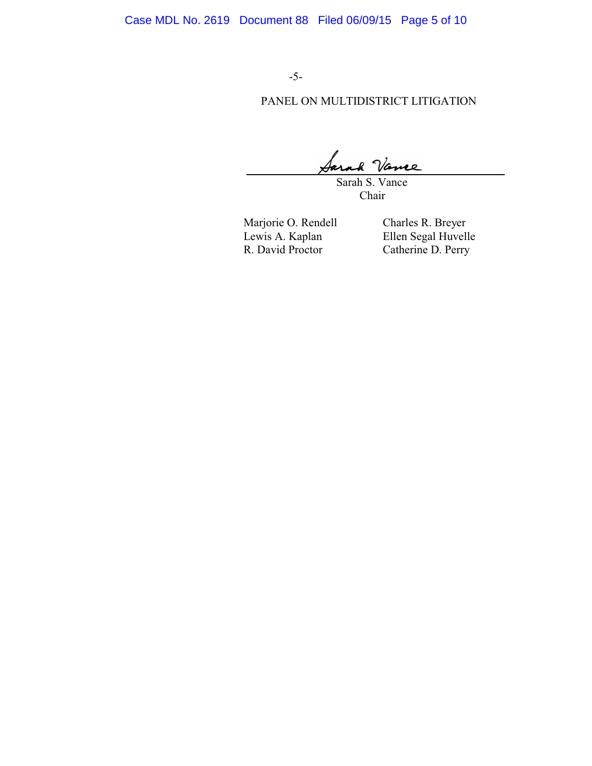PANEL ON MULTIDISTRICT LITIGATION

Sarah S. Vance
Chair

Marjorie O. Rendell
Lewis A. Kaplan
R. David Proctor

Charles R. Breyer
Ellen Segal Huvelle
Catherine D. Perry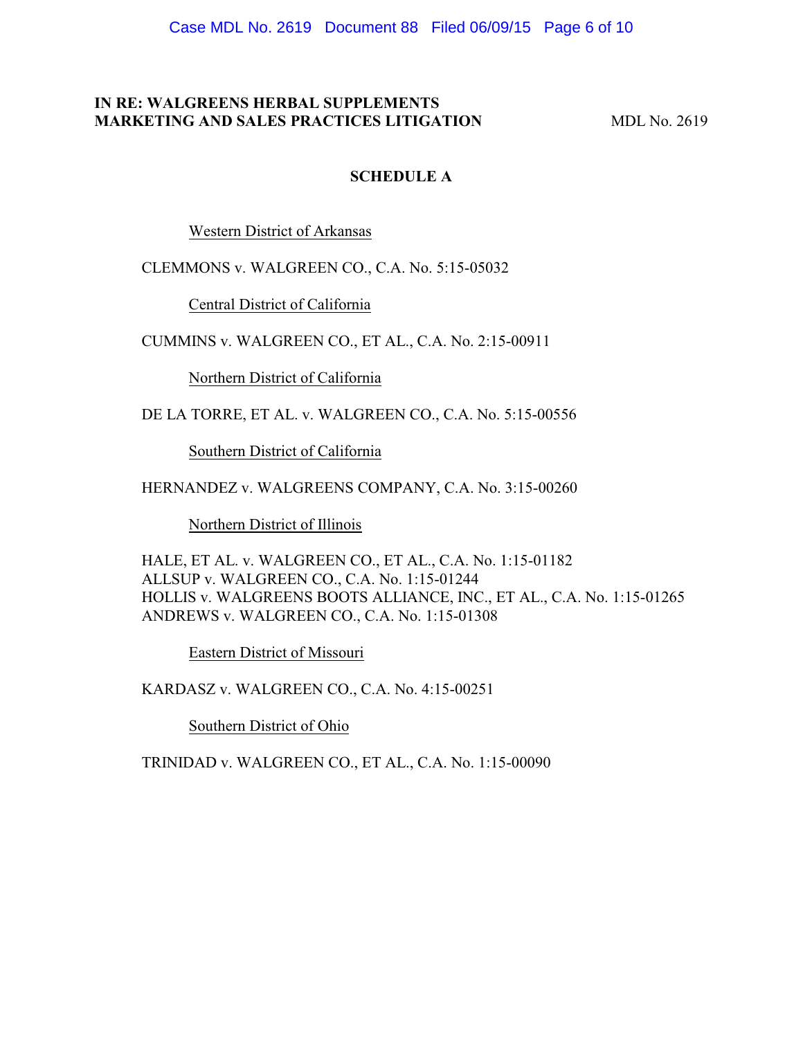**IN RE: WALGREENS HERBAL SUPPLEMENTS MARKETING AND SALES PRACTICES LITIGATION** MDL No. 2619

## SCHEDULE A

<u>Western District of Arkansas</u>

CLEMMONS v. WALGREEN CO., C.A. No. 5:15-05032

<u>Central District of California</u>

CUMMINS v. WALGREEN CO., ET AL., C.A. No. 2:15-00911

<u>Northern District of California</u>

DE LA TORRE, ET AL. v. WALGREEN CO., C.A. No. 5:15-00556

<u>Southern District of California</u>

HERNANDEZ v. WALGREENS COMPANY, C.A. No. 3:15-00260

<u>Northern District of Illinois</u>

HALE, ET AL. v. WALGREEN CO., ET AL., C.A. No. 1:15-01182
ALLSUP v. WALGREEN CO., C.A. No. 1:15-01244
HOLLIS v. WALGREENS BOOTS ALLIANCE, INC., ET AL., C.A. No. 1:15-01265
ANDREWS v. WALGREEN CO., C.A. No. 1:15-01308

<u>Eastern District of Missouri</u>

KARDASZ v. WALGREEN CO., C.A. No. 4:15-00251

<u>Southern District of Ohio</u>

TRINIDAD v. WALGREEN CO., ET AL., C.A. No. 1:15-00090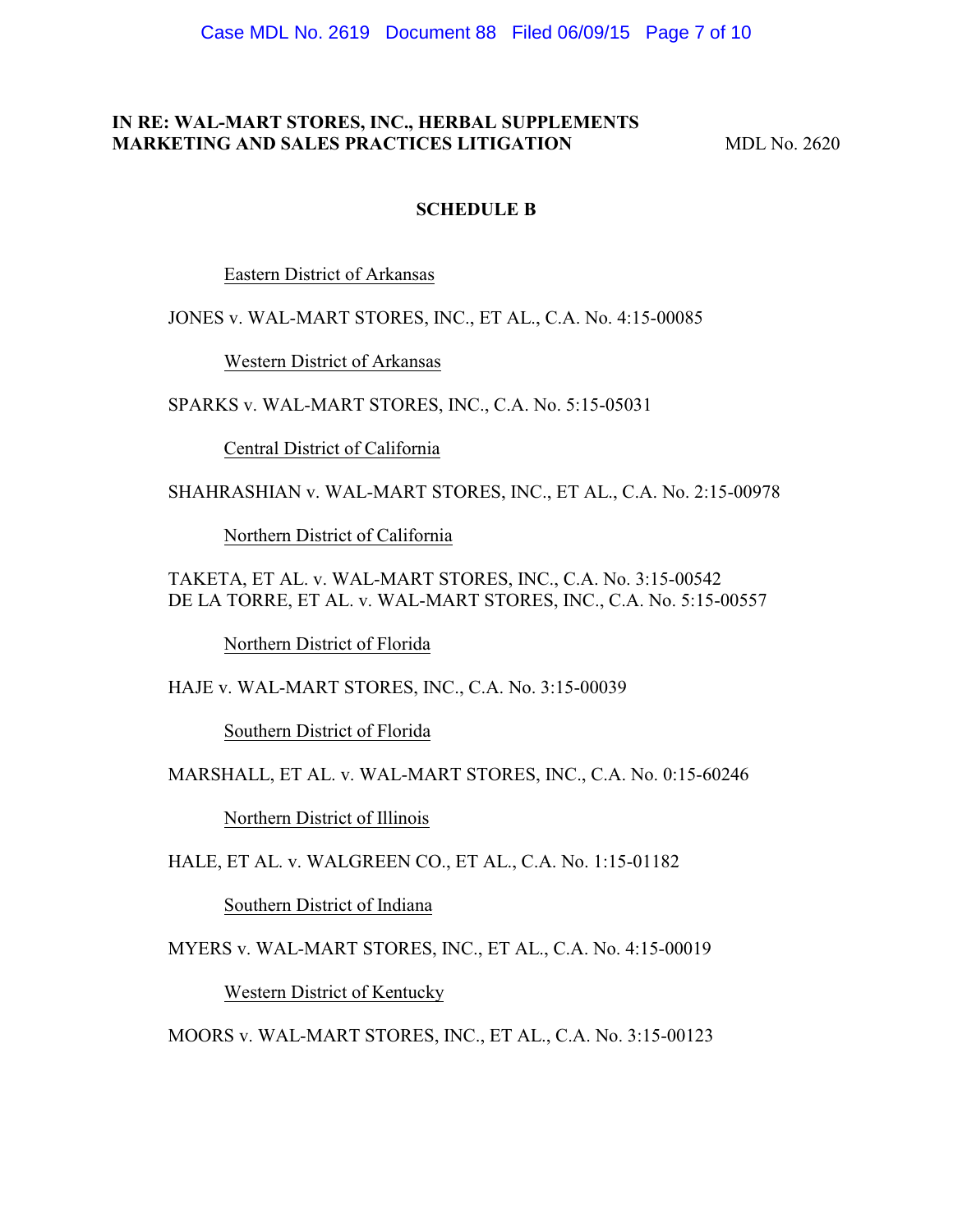**IN RE: WAL-MART STORES, INC., HERBAL SUPPLEMENTS MARKETING AND SALES PRACTICES LITIGATION** MDL No. 2620

**SCHEDULE B**

Eastern District of Arkansas

JONES v. WAL-MART STORES, INC., ET AL., C.A. No. 4:15-00085

Western District of Arkansas

SPARKS v. WAL-MART STORES, INC., C.A. No. 5:15-05031

Central District of California

SHAHRASHIAN v. WAL-MART STORES, INC., ET AL., C.A. No. 2:15-00978

Northern District of California

TAKETA, ET AL. v. WAL-MART STORES, INC., C.A. No. 3:15-00542
DE LA TORRE, ET AL. v. WAL-MART STORES, INC., C.A. No. 5:15-00557

Northern District of Florida

HAJE v. WAL-MART STORES, INC., C.A. No. 3:15-00039

Southern District of Florida

MARSHALL, ET AL. v. WAL-MART STORES, INC., C.A. No. 0:15-60246

Northern District of Illinois

HALE, ET AL. v. WALGREEN CO., ET AL., C.A. No. 1:15-01182

Southern District of Indiana

MYERS v. WAL-MART STORES, INC., ET AL., C.A. No. 4:15-00019

Western District of Kentucky

MOORS v. WAL-MART STORES, INC., ET AL., C.A. No. 3:15-00123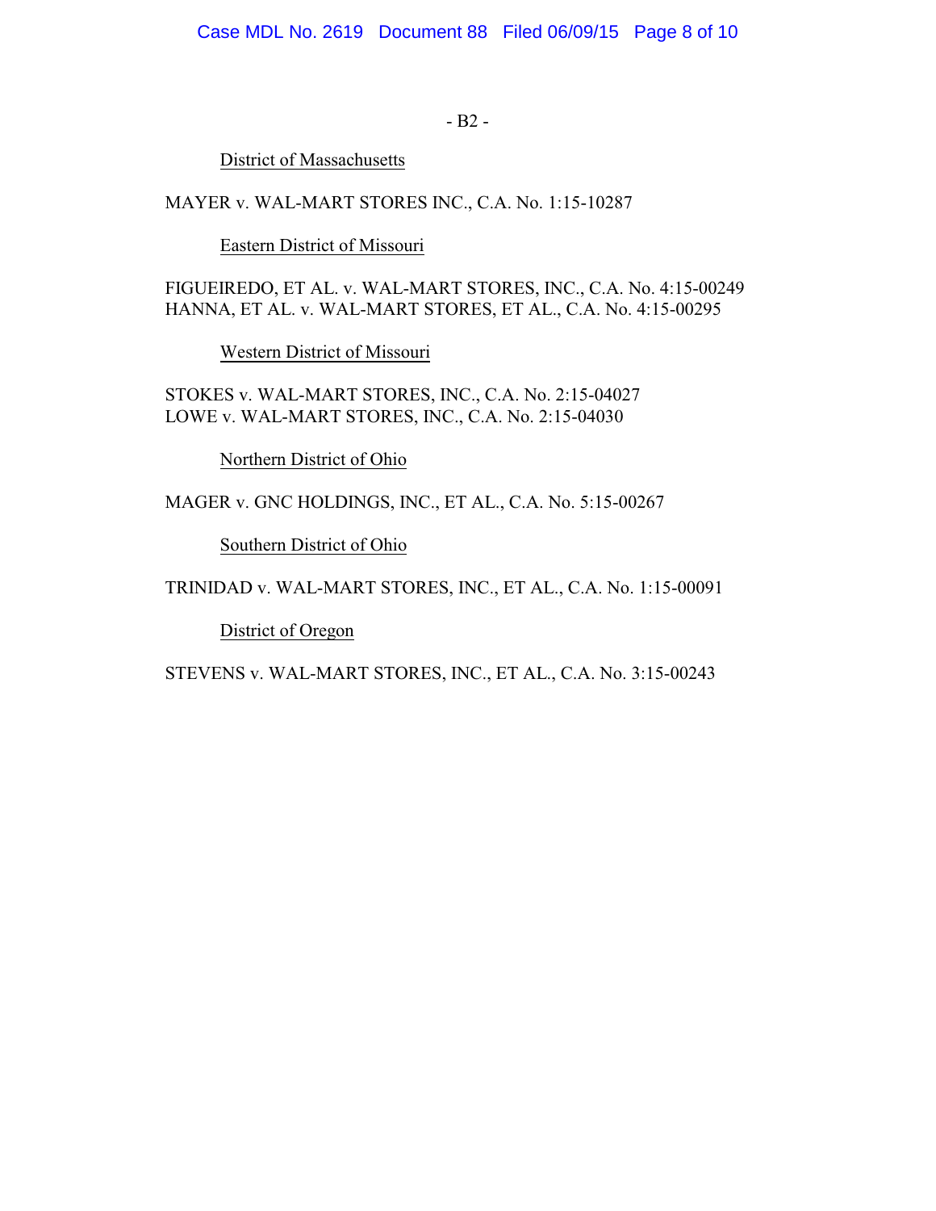- B2 -

District of Massachusetts

MAYER v. WAL-MART STORES INC., C.A. No. 1:15-10287

Eastern District of Missouri

FIGUEIREDO, ET AL. v. WAL-MART STORES, INC., C.A. No. 4:15-00249
HANNA, ET AL. v. WAL-MART STORES, ET AL., C.A. No. 4:15-00295

Western District of Missouri

STOKES v. WAL-MART STORES, INC., C.A. No. 2:15-04027
LOWE v. WAL-MART STORES, INC., C.A. No. 2:15-04030

Northern District of Ohio

MAGER v. GNC HOLDINGS, INC., ET AL., C.A. No. 5:15-00267

Southern District of Ohio

TRINIDAD v. WAL-MART STORES, INC., ET AL., C.A. No. 1:15-00091

District of Oregon

STEVENS v. WAL-MART STORES, INC., ET AL., C.A. No. 3:15-00243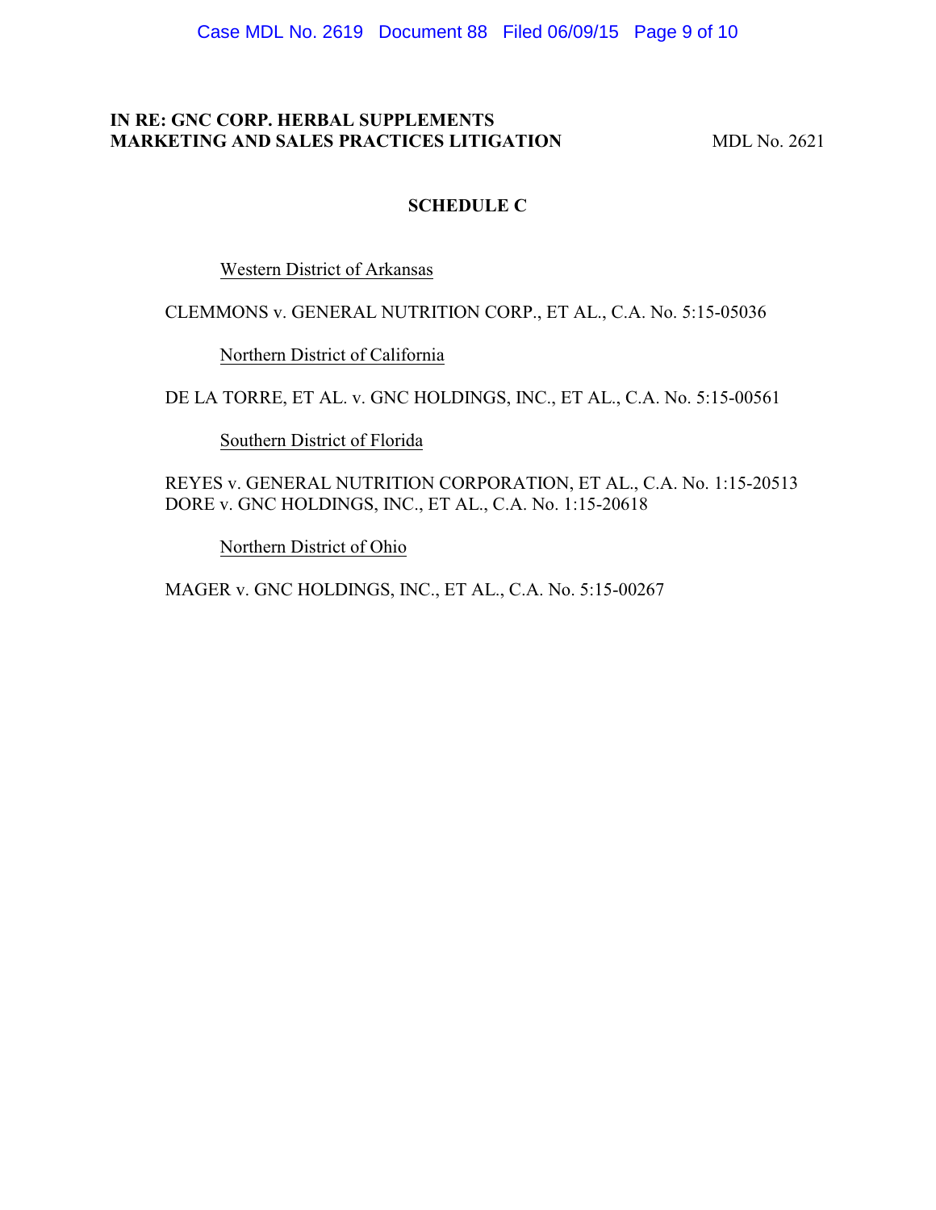**IN RE: GNC CORP. HERBAL SUPPLEMENTS MARKETING AND SALES PRACTICES LITIGATION** MDL No. 2621

## SCHEDULE C

Western District of Arkansas

CLEMMONS v. GENERAL NUTRITION CORP., ET AL., C.A. No. 5:15-05036

Northern District of California

DE LA TORRE, ET AL. v. GNC HOLDINGS, INC., ET AL., C.A. No. 5:15-00561

Southern District of Florida

REYES v. GENERAL NUTRITION CORPORATION, ET AL., C.A. No. 1:15-20513
DORE v. GNC HOLDINGS, INC., ET AL., C.A. No. 1:15-20618

Northern District of Ohio

MAGER v. GNC HOLDINGS, INC., ET AL., C.A. No. 5:15-00267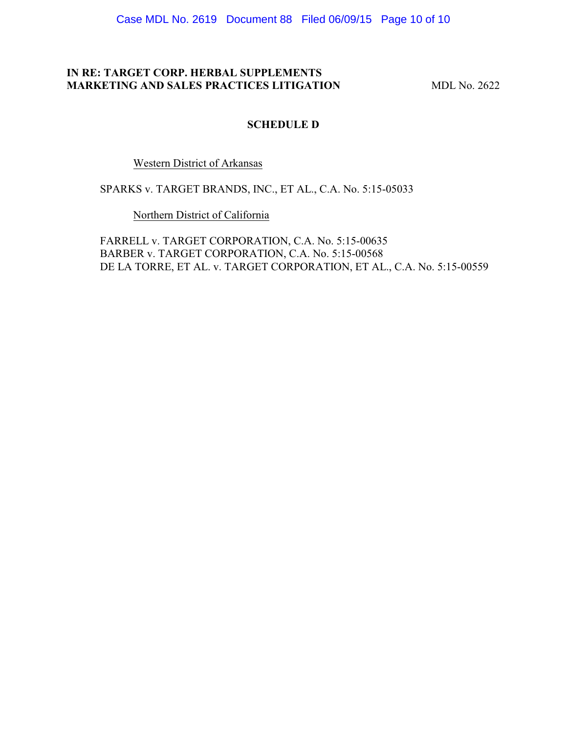**IN RE: TARGET CORP. HERBAL SUPPLEMENTS MARKETING AND SALES PRACTICES LITIGATION** MDL No. 2622

**SCHEDULE D**

Western District of Arkansas

SPARKS v. TARGET BRANDS, INC., ET AL., C.A. No. 5:15-05033

Northern District of California

FARRELL v. TARGET CORPORATION, C.A. No. 5:15-00635
BARBER v. TARGET CORPORATION, C.A. No. 5:15-00568
DE LA TORRE, ET AL. v. TARGET CORPORATION, ET AL., C.A. No. 5:15-00559